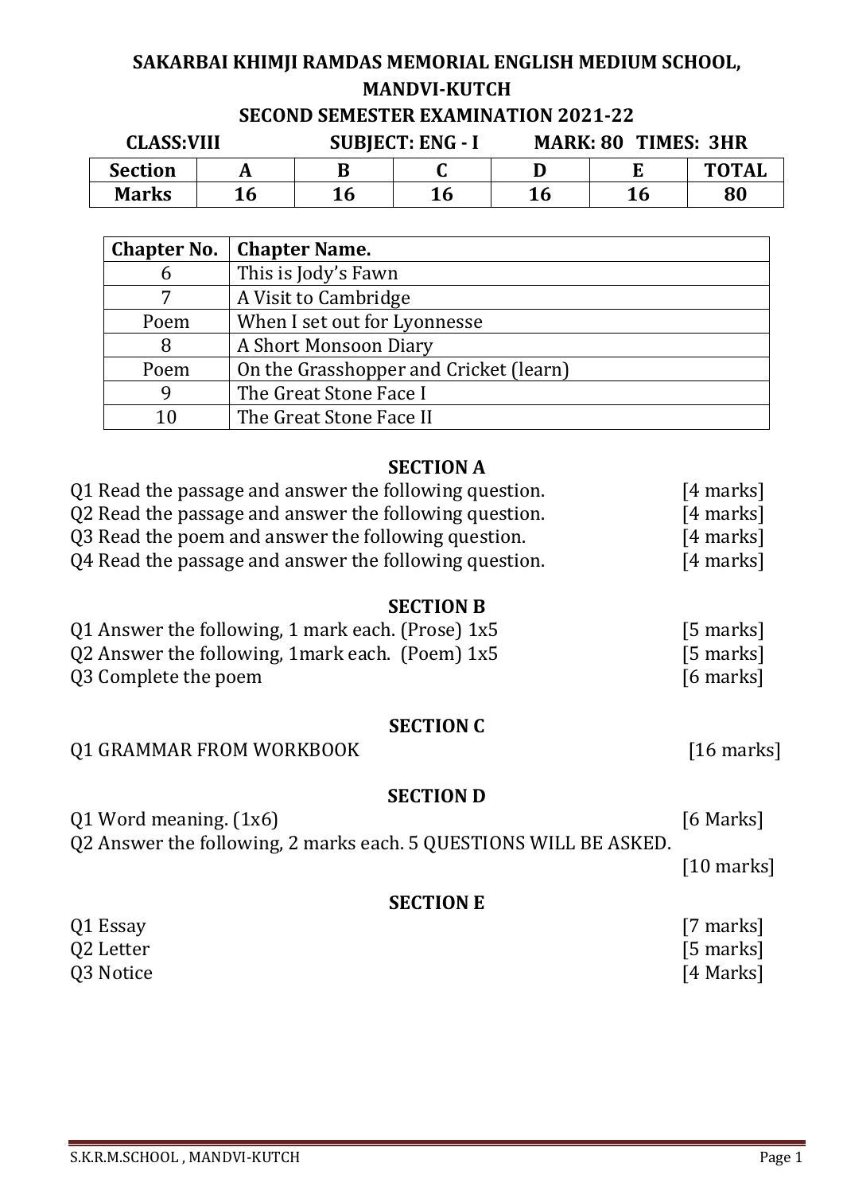# SAKARBAI KHIMJI RAMDAS MEMORIAL ENGLISH MEDIUM SCHOOL, MANDVI-KUTCH

## SECOND SEMESTER EXAMINATION 2021-22

**CLASS:VIII** **SUBJECT: ENG - I** **MARK: 80 TIMES: 3HR**

| Section | A | B | C | D | E | TOTAL |
|---|---|---|---|---|---|---|
| Marks | 16 | 16 | 16 | 16 | 16 | 80 |

| Chapter No. | Chapter Name. |
|---|---|
| 6 | This is Jody's Fawn |
| 7 | A Visit to Cambridge |
| Poem | When I set out for Lyonnesse |
| 8 | A Short Monsoon Diary |
| Poem | On the Grasshopper and Cricket (learn) |
| 9 | The Great Stone Face I |
| 10 | The Great Stone Face II |

### SECTION A

Q1 Read the passage and answer the following question. [4 marks]
Q2 Read the passage and answer the following question. [4 marks]
Q3 Read the poem and answer the following question. [4 marks]
Q4 Read the passage and answer the following question. [4 marks]

### SECTION B

Q1 Answer the following, 1 mark each. (Prose) 1x5 [5 marks]
Q2 Answer the following, 1mark each. (Poem) 1x5 [5 marks]
Q3 Complete the poem [6 marks]

### SECTION C

Q1 GRAMMAR FROM WORKBOOK [16 marks]

### SECTION D

Q1 Word meaning. (1x6) [6 Marks]
Q2 Answer the following, 2 marks each. 5 QUESTIONS WILL BE ASKED. [10 marks]

### SECTION E

Q1 Essay [7 marks]
Q2 Letter [5 marks]
Q3 Notice [4 Marks]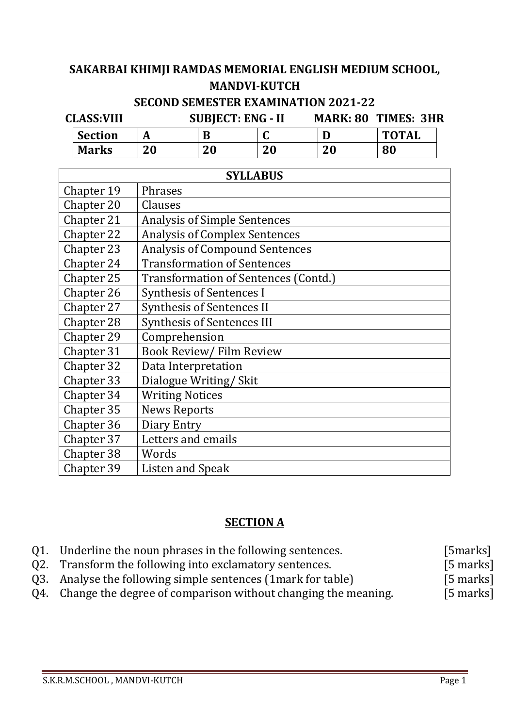# SAKARBAI KHIMJI RAMDAS MEMORIAL ENGLISH MEDIUM SCHOOL, MANDVI-KUTCH

## SECOND SEMESTER EXAMINATION 2021-22

**CLASS:VIII** **SUBJECT: ENG - II** **MARK: 80 TIMES: 3HR**

| Section | A | B | C | D | TOTAL |
|---|---|---|---|---|---|
| Marks | 20 | 20 | 20 | 20 | 80 |

| SYLLABUS | |
|---|---|
| Chapter 19 | Phrases |
| Chapter 20 | Clauses |
| Chapter 21 | Analysis of Simple Sentences |
| Chapter 22 | Analysis of Complex Sentences |
| Chapter 23 | Analysis of Compound Sentences |
| Chapter 24 | Transformation of Sentences |
| Chapter 25 | Transformation of Sentences (Contd.) |
| Chapter 26 | Synthesis of Sentences I |
| Chapter 27 | Synthesis of Sentences II |
| Chapter 28 | Synthesis of Sentences III |
| Chapter 29 | Comprehension |
| Chapter 31 | Book Review/ Film Review |
| Chapter 32 | Data Interpretation |
| Chapter 33 | Dialogue Writing/ Skit |
| Chapter 34 | Writing Notices |
| Chapter 35 | News Reports |
| Chapter 36 | Diary Entry |
| Chapter 37 | Letters and emails |
| Chapter 38 | Words |
| Chapter 39 | Listen and Speak |

## SECTION A

Q1. Underline the noun phrases in the following sentences. [5marks]

Q2. Transform the following into exclamatory sentences. [5 marks]

Q3. Analyse the following simple sentences (1mark for table) [5 marks]

Q4. Change the degree of comparison without changing the meaning. [5 marks]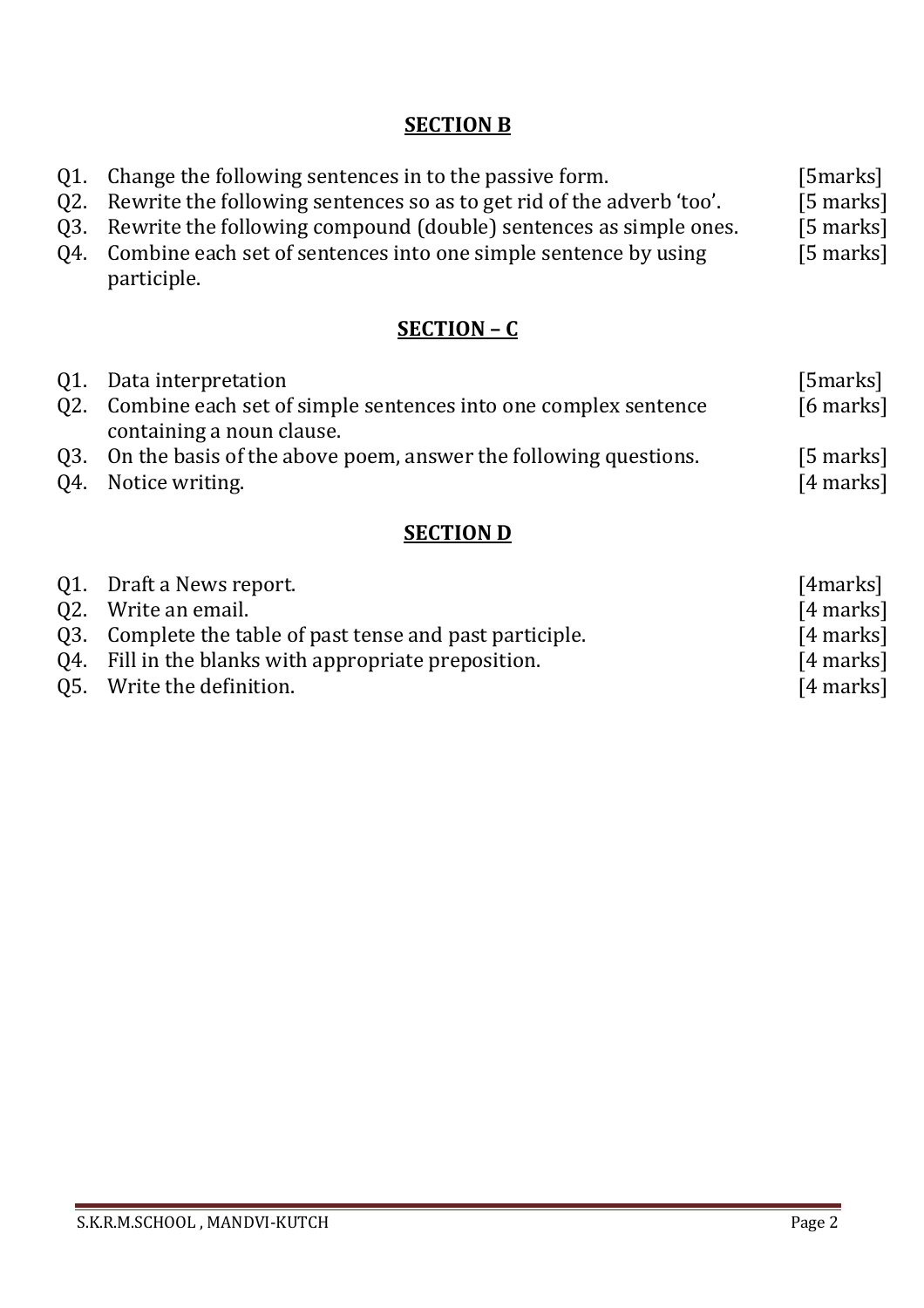## SECTION B

Q1. Change the following sentences in to the passive form. [5marks]

Q2. Rewrite the following sentences so as to get rid of the adverb 'too'. [5 marks]

Q3. Rewrite the following compound (double) sentences as simple ones. [5 marks]

Q4. Combine each set of sentences into one simple sentence by using participle. [5 marks]

## SECTION – C

Q1. Data interpretation [5marks]

Q2. Combine each set of simple sentences into one complex sentence containing a noun clause. [6 marks]

Q3. On the basis of the above poem, answer the following questions. [5 marks]

Q4. Notice writing. [4 marks]

## SECTION D

Q1. Draft a News report. [4marks]

Q2. Write an email. [4 marks]

Q3. Complete the table of past tense and past participle. [4 marks]

Q4. Fill in the blanks with appropriate preposition. [4 marks]

Q5. Write the definition. [4 marks]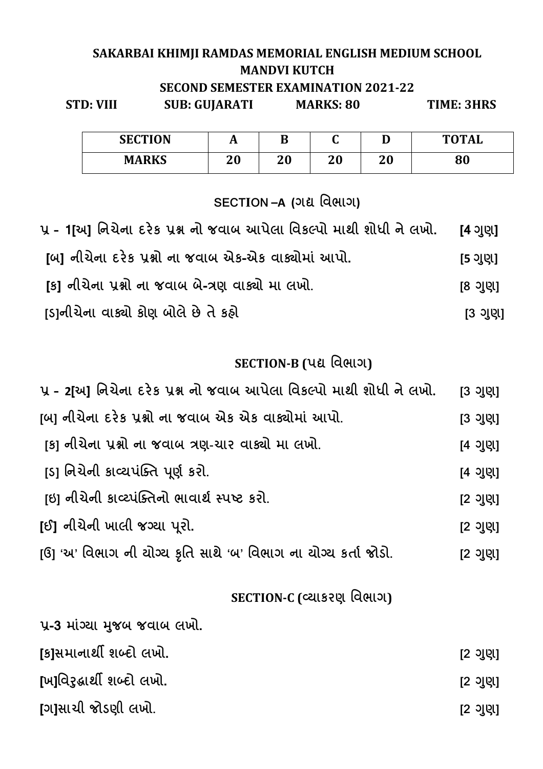# SAKARBAI KHIMJI RAMDAS MEMORIAL ENGLISH MEDIUM SCHOOL

## MANDVI KUTCH

## SECOND SEMESTER EXAMINATION 2021-22

**STD: VIII** **SUB: GUJARATI** **MARKS: 80** **TIME: 3HRS**

| SECTION | A | B | C | D | TOTAL |
|---|---|---|---|---|---|
| MARKS | 20 | 20 | 20 | 20 | 80 |

## SECTION –A (ગદ્ય વિભાગ)

**પ્ર - 1[અ] નિચેના દરેક પ્રશ્ન નો જવાબ આપેલા વિકલ્પો માથી શોધી ને લખો.** **[4 ગુણ]**

**[બ] નીચેના દરેક પ્રશ્નો ના જવાબ એક-એક વાક્યોમાં આપો.** **[5 ગુણ]**

**[ક] નીચેના પ્રશ્નો ના જવાબ બે-ત્રણ વાક્યો મા લખો.** **[8 ગુણ]**

**[ડ]નીચેના વાક્યો કોણ બોલે છે તે કહો** **[3 ગુણ]**

## SECTION-B (પદ્ય વિભાગ)

**પ્ર - 2[અ] નિચેના દરેક પ્રશ્ન નો જવાબ આપેલા વિકલ્પો માથી શોધી ને લખો.** [3 ગુણ]

[બ] નીચેના દરેક પ્રશ્નો ના જવાબ એક એક વાક્યોમાં આપો. [3 ગુણ]

[ક] નીચેના પ્રશ્નો ના જવાબ ત્રણ-ચાર વાક્યો મા લખો. [4 ગુણ]

[ડ] નિચેની કાવ્યપંક્તિ પૂર્ણ કરો. [4 ગુણ]

[ઇ] નીચેની કાવ્યપંક્તિનો ભાવાર્થ સ્પષ્ટ કરો. [2 ગુણ]

**[ઈ]** નીચેની ખાલી જગ્યા પૂરો. [2 ગુણ]

[ઉ] 'અ' વિભાગ ની યોગ્ય કૃતિ સાથે 'બ' વિભાગ ના યોગ્ય કર્તા જોડો. [2 ગુણ]

## SECTION-C (વ્યાકરણ વિભાગ)

**પ્ર-3 માંગ્યા મુજબ જવાબ લખો.**

**[ક]સમાનાર્થી શબ્દો લખો.** [2 ગુણ]

**[ખ]વિરુદ્ધાર્થી શબ્દો લખો.** [2 ગુણ]

**[ગ]**સાચી જોડણી લખો. [2 ગુણ]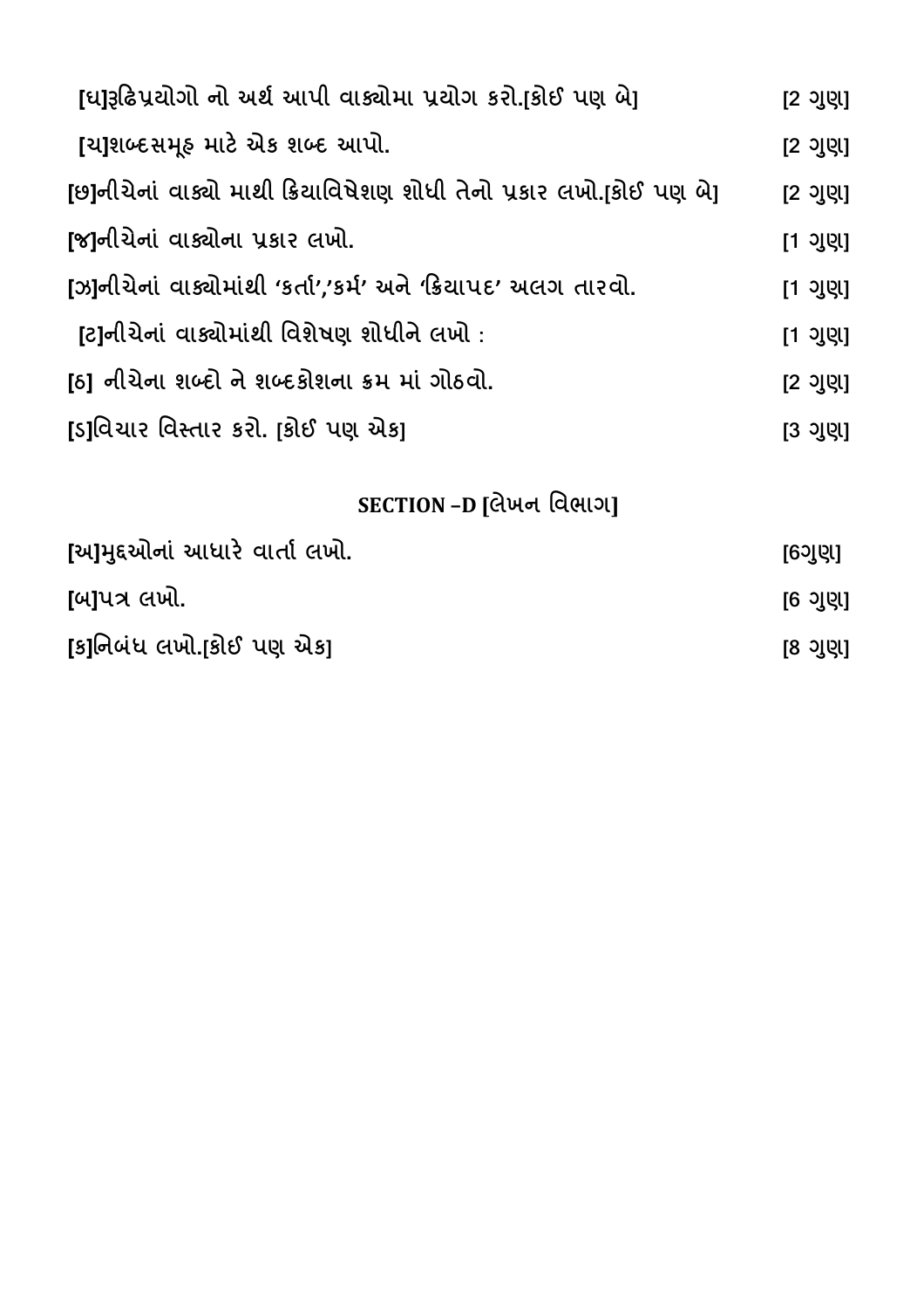[ધ]રૂઢિપ્રયોગો નો અર્થ આપી વાક્યોમા પ્રયોગ કરો.[કોઈ પણ બે] [2 ગુણ]

[ચ]શબ્દસમૂહ માટે એક શબ્દ આપો. [2 ગુણ]

[છ]નીચેનાં વાક્યો માથી ક્રિયાવિષેશણ શોધી તેનો પ્રકાર લખો.[કોઈ પણ બે] [2 ગુણ]

[જ]નીચેનાં વાક્યોના પ્રકાર લખો. [1 ગુણ]

[ઝ]નીચેનાં વાક્યોમાંથી 'કર્તા','કર્મ' અને 'ક્રિયાપદ' અલગ તારવો. [1 ગુણ]

[ટ]નીચેનાં વાક્યોમાંથી વિશેષણ શોધીને લખો : [1 ગુણ]

[ઠ] નીચેના શબ્દો ને શબ્દકોશના ક્રમ માં ગોઠવો. [2 ગુણ]

[ડ]વિચાર વિસ્તાર કરો. [કોઈ પણ એક] [3 ગુણ]

## SECTION –D [લેખન વિભાગ]

[અ]મુદ્દઓનાં આધારે વાર્તા લખો. [6ગુણ]

[બ]પત્ર લખો. [6 ગુણ]

[ક]નિબંધ લખો.[કોઈ પણ એક] [8 ગુણ]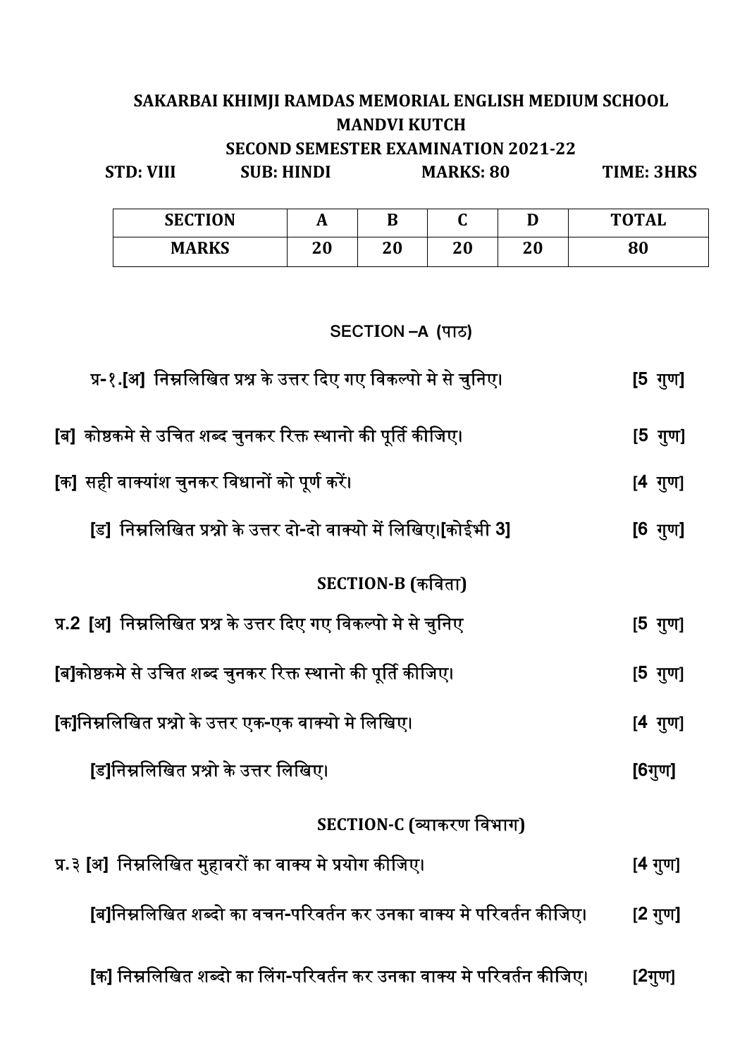**SAKARBAI KHIMJI RAMDAS MEMORIAL ENGLISH MEDIUM SCHOOL**

**MANDVI KUTCH**

**SECOND SEMESTER EXAMINATION 2021-22**

**STD: VIII** **SUB: HINDI** **MARKS: 80** **TIME: 3HRS**

| SECTION | A | B | C | D | TOTAL |
|---|---|---|---|---|---|
| MARKS | 20 | 20 | 20 | 20 | 80 |

## SECTION –A (पाठ)

प्र-१.[अ] निम्नलिखित प्रश्न के उत्तर दिए गए विकल्पो मे से चुनिए। [5 गुण]

[ब] कोष्ठकमे से उचित शब्द चुनकर रिक्त स्थानो की पूर्ति कीजिए। [5 गुण]

[क] सही वाक्यांश चुनकर विधानों को पूर्ण करें। [4 गुण]

[ड] निम्नलिखित प्रश्नो के उत्तर दो-दो वाक्यो में लिखिए।[कोईभी 3] [6 गुण]

## SECTION-B (कविता)

प्र.2 [अ] निम्नलिखित प्रश्न के उत्तर दिए गए विकल्पो मे से चुनिए [5 गुण]

[ब]कोष्ठकमे से उचित शब्द चुनकर रिक्त स्थानो की पूर्ति कीजिए। [5 गुण]

[क]निम्नलिखित प्रश्नो के उत्तर एक-एक वाक्यो मे लिखिए। [4 गुण]

[ड]निम्नलिखित प्रश्नो के उत्तर लिखिए। [6गुण]

## SECTION-C (व्याकरण विभाग)

प्र.३ [अ] निम्नलिखित मुहावरों का वाक्य मे प्रयोग कीजिए। [4 गुण]

[ब]निम्नलिखित शब्दो का वचन-परिवर्तन कर उनका वाक्य मे परिवर्तन कीजिए। [2 गुण]

[क] निम्नलिखित शब्दो का लिंग-परिवर्तन कर उनका वाक्य मे परिवर्तन कीजिए। [2गुण]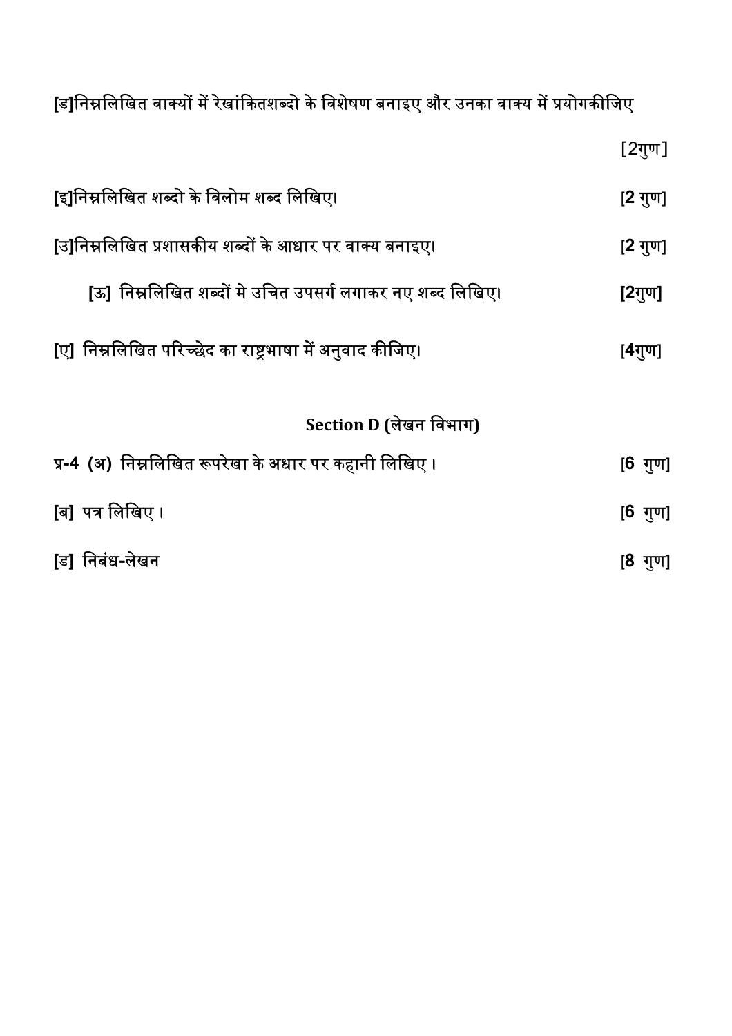[ड]निम्नलिखित वाक्यों में रेखांकितशब्दो के विशेषण बनाइए और उनका वाक्य में प्रयोगकीजिए [2गुण]

[इ]निम्नलिखित शब्दो के विलोम शब्द लिखिए। [2 गुण]

[उ]निम्नलिखित प्रशासकीय शब्दों के आधार पर वाक्य बनाइए। [2 गुण]

[ऊ] निम्नलिखित शब्दों मे उचित उपसर्ग लगाकर नए शब्द लिखिए। [2गुण]

[ए] निम्नलिखित परिच्छेद का राष्ट्रभाषा में अनुवाद कीजिए। [4गुण]

## Section D (लेखन विभाग)

प्र-4 (अ) निम्नलिखित रूपरेखा के अधार पर कहानी लिखिए। [6 गुण]

[ब] पत्र लिखिए। [6 गुण]

[ड] निबंध-लेखन [8 गुण]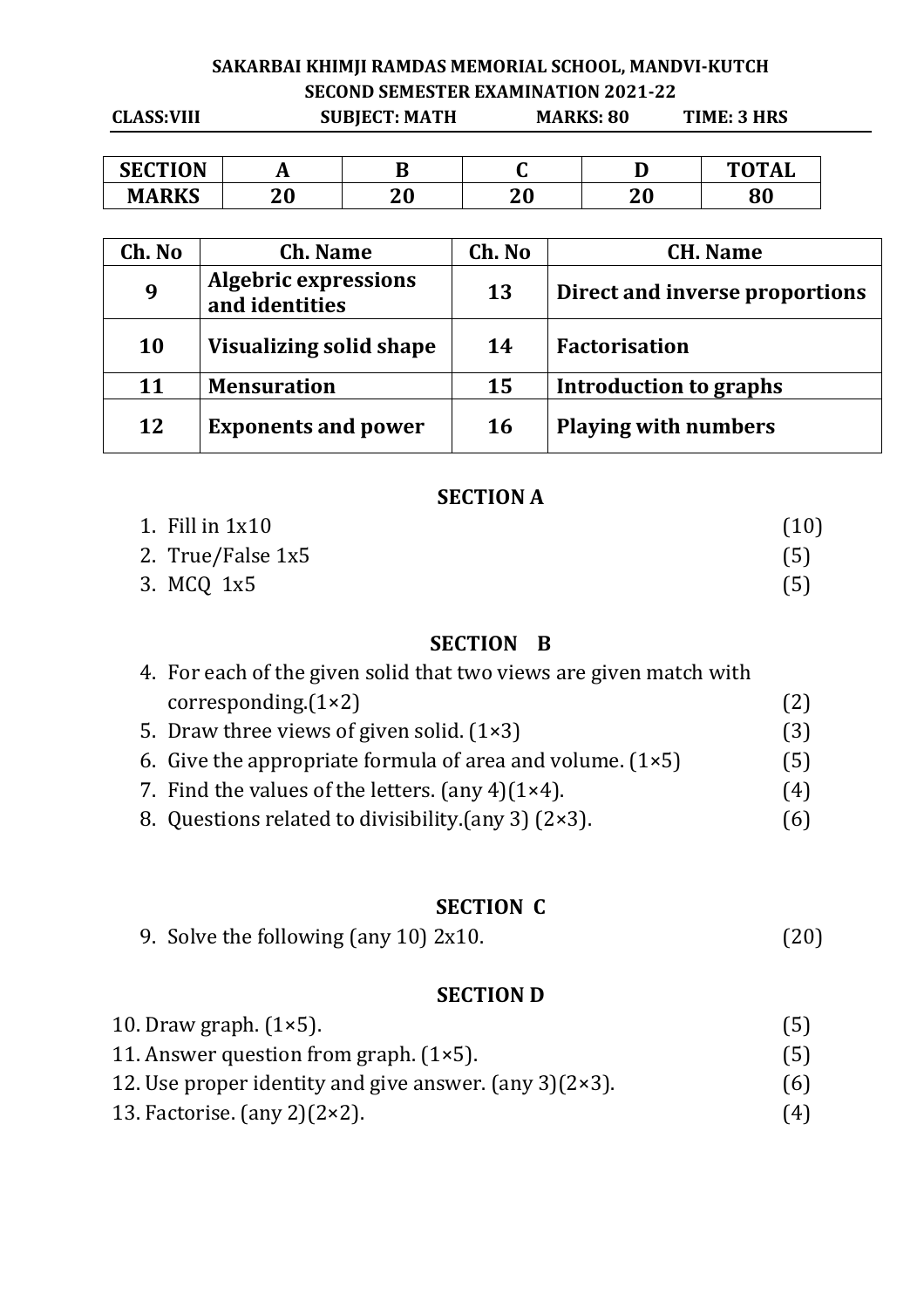**SAKARBAI KHIMJI RAMDAS MEMORIAL SCHOOL, MANDVI-KUTCH**

**SECOND SEMESTER EXAMINATION 2021-22**

**CLASS:VIII** **SUBJECT: MATH** **MARKS: 80** **TIME: 3 HRS**

| SECTION | A | B | C | D | TOTAL |
|---|---|---|---|---|---|
| MARKS | 20 | 20 | 20 | 20 | 80 |

| Ch. No | Ch. Name | Ch. No | CH. Name |
|---|---|---|---|
| 9 | Algebric expressions and identities | 13 | Direct and inverse proportions |
| 10 | Visualizing solid shape | 14 | Factorisation |
| 11 | Mensuration | 15 | Introduction to graphs |
| 12 | Exponents and power | 16 | Playing with numbers |

## SECTION A

1. Fill in 1x10 (10)
2. True/False 1x5 (5)
3. MCQ 1x5 (5)

## SECTION B

4. For each of the given solid that two views are given match with corresponding.(1×2) (2)
5. Draw three views of given solid. (1×3) (3)
6. Give the appropriate formula of area and volume. (1×5) (5)
7. Find the values of the letters. (any 4)(1×4). (4)
8. Questions related to divisibility.(any 3) (2×3). (6)

## SECTION C

9. Solve the following (any 10) 2x10. (20)

## SECTION D

10. Draw graph. (1×5). (5)
11. Answer question from graph. (1×5). (5)
12. Use proper identity and give answer. (any 3)(2×3). (6)
13. Factorise. (any 2)(2×2). (4)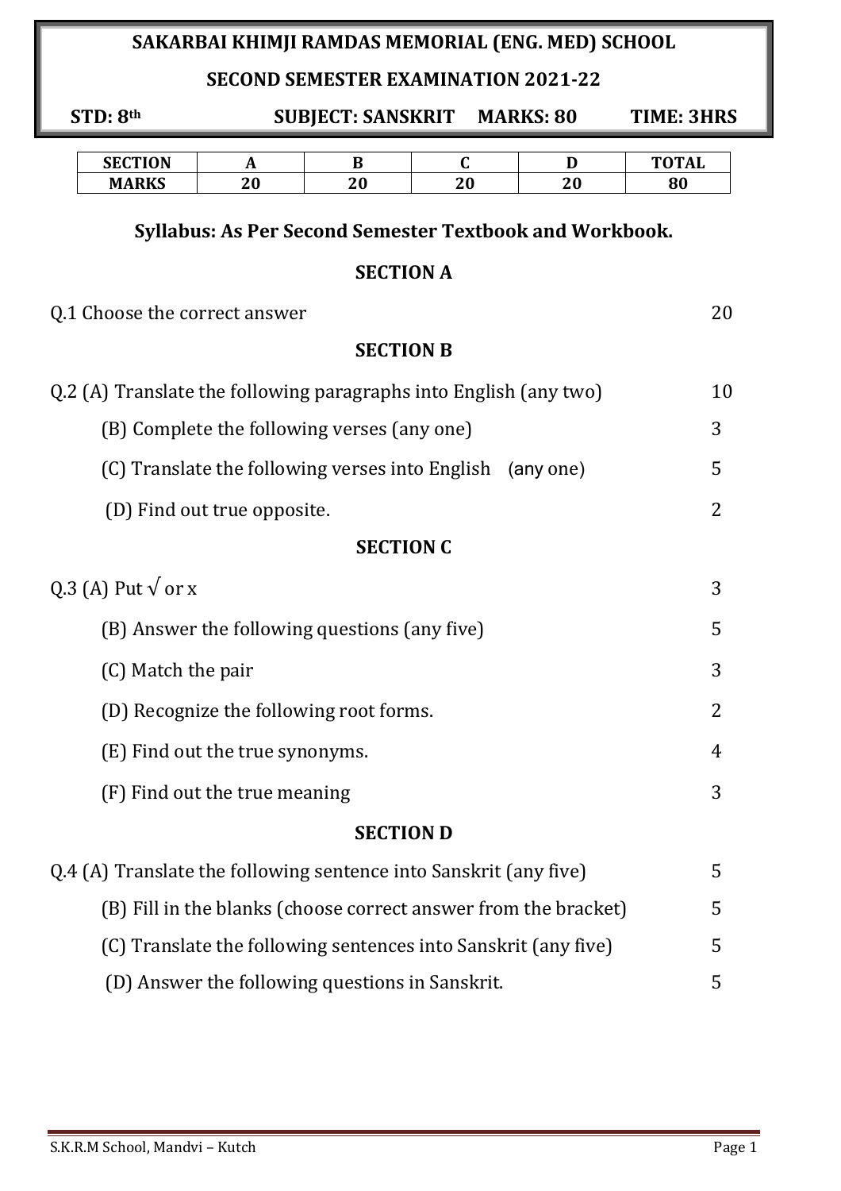# SAKARBAI KHIMJI RAMDAS MEMORIAL (ENG. MED) SCHOOL

## SECOND SEMESTER EXAMINATION 2021-22

**STD: 8th** **SUBJECT: SANSKRIT** **MARKS: 80** **TIME: 3HRS**

| SECTION | A | B | C | D | TOTAL |
|---|---|---|---|---|---|
| MARKS | 20 | 20 | 20 | 20 | 80 |

**Syllabus: As Per Second Semester Textbook and Workbook.**

### SECTION A

Q.1 Choose the correct answer — 20

### SECTION B

Q.2 (A) Translate the following paragraphs into English (any two) — 10

(B) Complete the following verses (any one) — 3

(C) Translate the following verses into English (any one) — 5

(D) Find out true opposite. — 2

### SECTION C

Q.3 (A) Put √ or x — 3

(B) Answer the following questions (any five) — 5

(C) Match the pair — 3

(D) Recognize the following root forms. — 2

(E) Find out the true synonyms. — 4

(F) Find out the true meaning — 3

### SECTION D

Q.4 (A) Translate the following sentence into Sanskrit (any five) — 5

(B) Fill in the blanks (choose correct answer from the bracket) — 5

(C) Translate the following sentences into Sanskrit (any five) — 5

(D) Answer the following questions in Sanskrit. — 5

S.K.R.M School, Mandvi – Kutch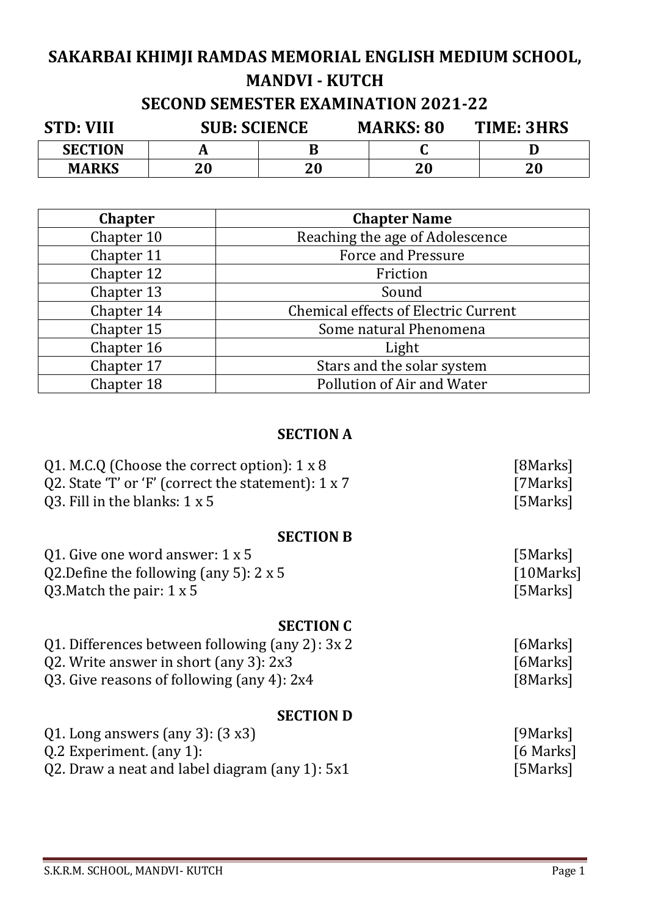# SAKARBAI KHIMJI RAMDAS MEMORIAL ENGLISH MEDIUM SCHOOL, MANDVI - KUTCH

## SECOND SEMESTER EXAMINATION 2021-22

**STD: VIII SUB: SCIENCE MARKS: 80 TIME: 3HRS**

| SECTION | A | B | C | D |
|---|---|---|---|---|
| MARKS | 20 | 20 | 20 | 20 |

| Chapter | Chapter Name |
|---|---|
| Chapter 10 | Reaching the age of Adolescence |
| Chapter 11 | Force and Pressure |
| Chapter 12 | Friction |
| Chapter 13 | Sound |
| Chapter 14 | Chemical effects of Electric Current |
| Chapter 15 | Some natural Phenomena |
| Chapter 16 | Light |
| Chapter 17 | Stars and the solar system |
| Chapter 18 | Pollution of Air and Water |

### SECTION A

Q1. M.C.Q (Choose the correct option): 1 x 8 [8Marks]
Q2. State 'T' or 'F' (correct the statement): 1 x 7 [7Marks]
Q3. Fill in the blanks: 1 x 5 [5Marks]

### SECTION B

Q1. Give one word answer: 1 x 5 [5Marks]
Q2.Define the following (any 5): 2 x 5 [10Marks]
Q3.Match the pair: 1 x 5 [5Marks]

### SECTION C

Q1. Differences between following (any 2): 3x 2 [6Marks]
Q2. Write answer in short (any 3): 2x3 [6Marks]
Q3. Give reasons of following (any 4): 2x4 [8Marks]

### SECTION D

Q1. Long answers (any 3): (3 x3) [9Marks]
Q.2 Experiment. (any 1): [6 Marks]
Q2. Draw a neat and label diagram (any 1): 5x1 [5Marks]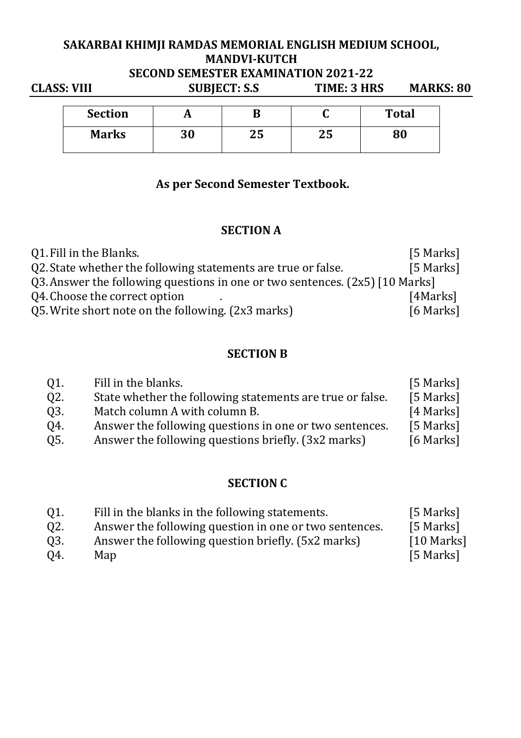**SAKARBAI KHIMJI RAMDAS MEMORIAL ENGLISH MEDIUM SCHOOL, MANDVI-KUTCH**

**SECOND SEMESTER EXAMINATION 2021-22**

**CLASS: VIII** **SUBJECT: S.S** **TIME: 3 HRS** **MARKS: 80**

| Section | A | B | C | Total |
|---|---|---|---|---|
| Marks | 30 | 25 | 25 | 80 |

**As per Second Semester Textbook.**

## SECTION A

Q1. Fill in the Blanks. [5 Marks]
Q2. State whether the following statements are true or false. [5 Marks]
Q3. Answer the following questions in one or two sentences. (2x5) [10 Marks]
Q4. Choose the correct option . [4Marks]
Q5. Write short note on the following. (2x3 marks) [6 Marks]

## SECTION B

Q1. Fill in the blanks. [5 Marks]
Q2. State whether the following statements are true or false. [5 Marks]
Q3. Match column A with column B. [4 Marks]
Q4. Answer the following questions in one or two sentences. [5 Marks]
Q5. Answer the following questions briefly. (3x2 marks) [6 Marks]

## SECTION C

Q1. Fill in the blanks in the following statements. [5 Marks]
Q2. Answer the following question in one or two sentences. [5 Marks]
Q3. Answer the following question briefly. (5x2 marks) [10 Marks]
Q4. Map [5 Marks]